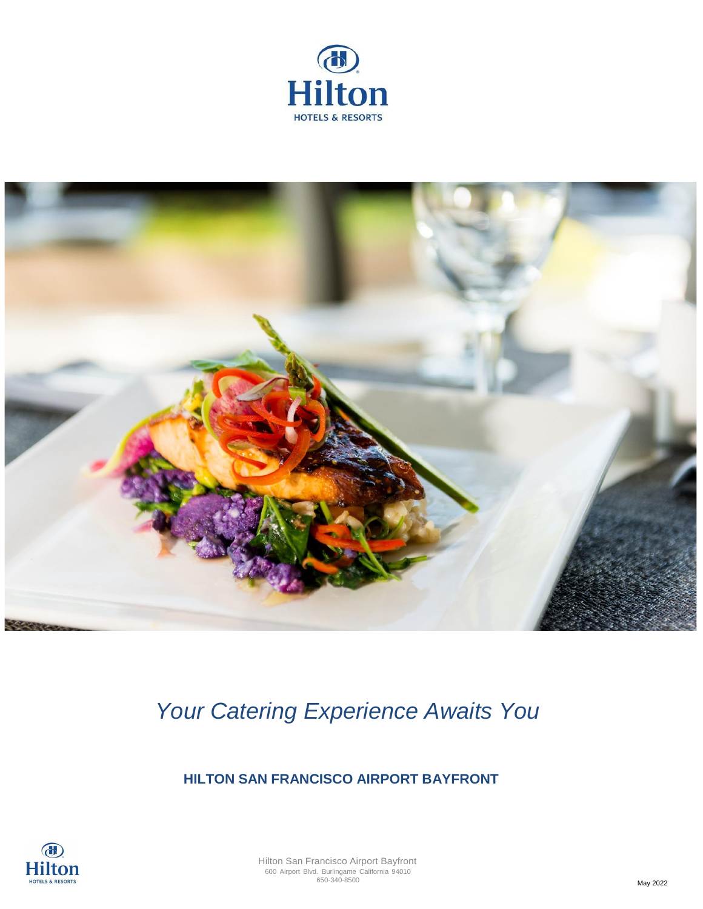# *Your Catering Experience Awaits You*

## HILTON SAN FRANCISCO AIRPORT BAYFRONT

Hilton San Francisco Airport Bayfront
600 Airport Blvd. Burlingame California 94010
650-340-8500

May 2022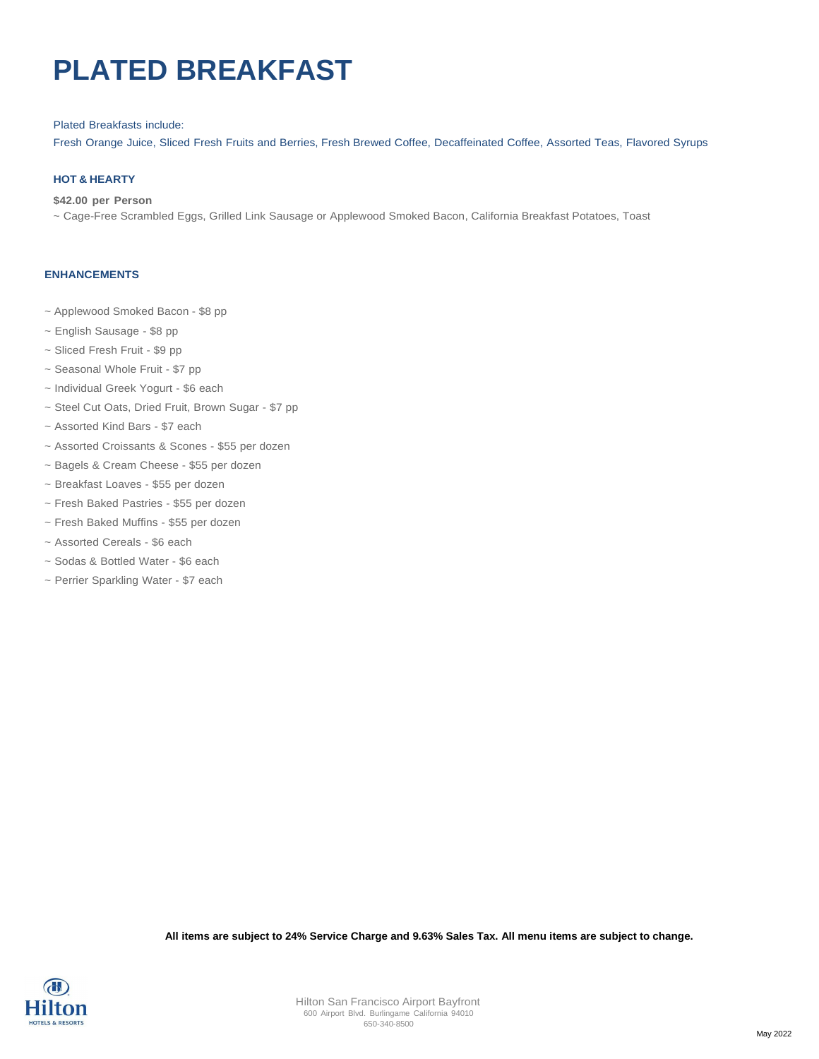# PLATED BREAKFAST

Plated Breakfasts include:

Fresh Orange Juice, Sliced Fresh Fruits and Berries, Fresh Brewed Coffee, Decaffeinated Coffee, Assorted Teas, Flavored Syrups

### HOT & HEARTY

**$42.00 per Person**

~ Cage-Free Scrambled Eggs, Grilled Link Sausage or Applewood Smoked Bacon, California Breakfast Potatoes, Toast

### ENHANCEMENTS

~ Applewood Smoked Bacon - $8 pp

~ English Sausage - $8 pp

~ Sliced Fresh Fruit - $9 pp

~ Seasonal Whole Fruit - $7 pp

~ Individual Greek Yogurt - $6 each

~ Steel Cut Oats, Dried Fruit, Brown Sugar - $7 pp

~ Assorted Kind Bars - $7 each

~ Assorted Croissants & Scones - $55 per dozen

~ Bagels & Cream Cheese - $55 per dozen

~ Breakfast Loaves - $55 per dozen

~ Fresh Baked Pastries - $55 per dozen

~ Fresh Baked Muffins - $55 per dozen

~ Assorted Cereals - $6 each

~ Sodas & Bottled Water - $6 each

~ Perrier Sparkling Water - $7 each

**All items are subject to 24% Service Charge and 9.63% Sales Tax. All menu items are subject to change.**

Hilton San Francisco Airport Bayfront
600 Airport Blvd. Burlingame California 94010
650-340-8500

May 2022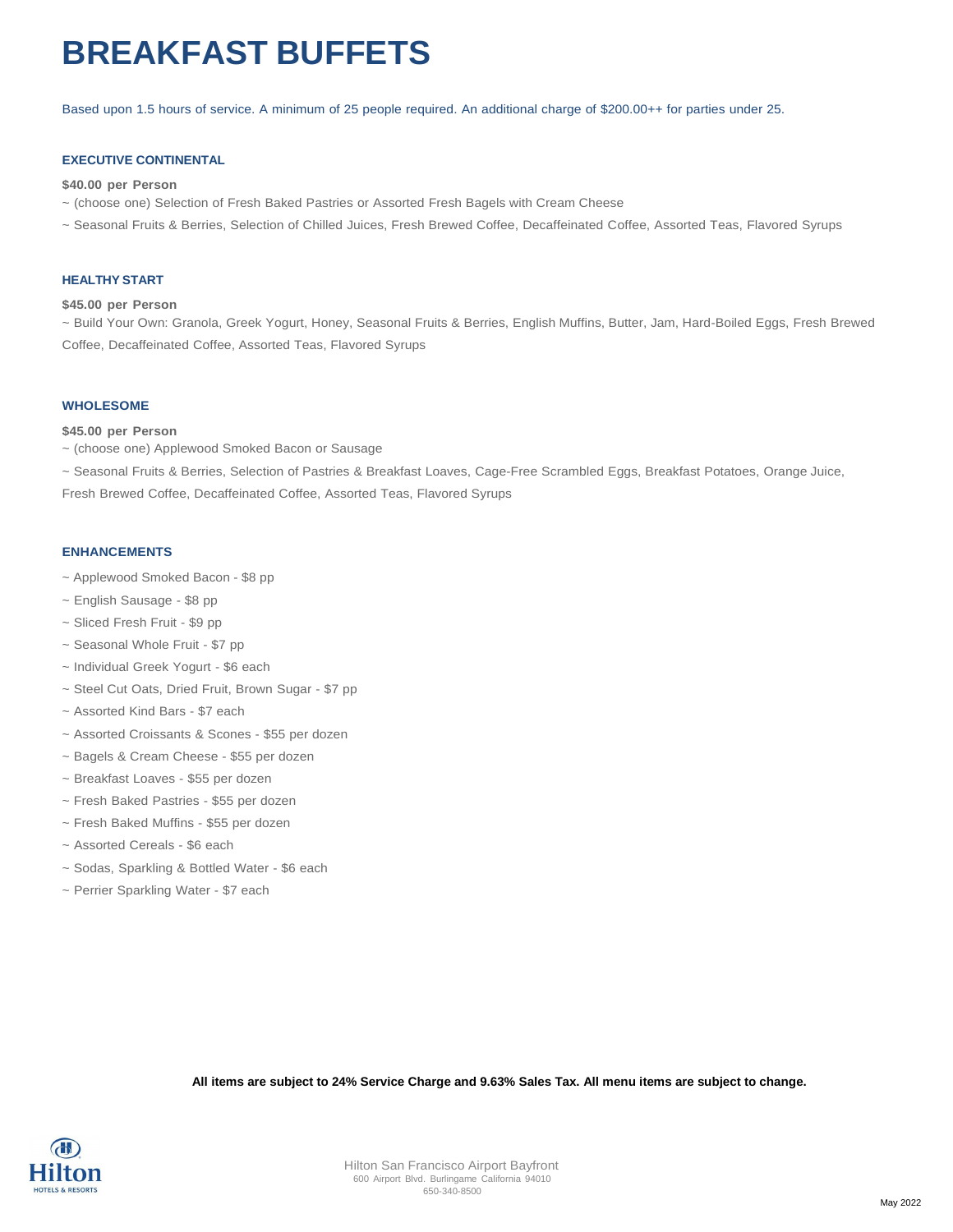# BREAKFAST BUFFETS

Based upon 1.5 hours of service. A minimum of 25 people required. An additional charge of $200.00++ for parties under 25.

### EXECUTIVE CONTINENTAL

**$40.00 per Person**

~ (choose one) Selection of Fresh Baked Pastries or Assorted Fresh Bagels with Cream Cheese

~ Seasonal Fruits & Berries, Selection of Chilled Juices, Fresh Brewed Coffee, Decaffeinated Coffee, Assorted Teas, Flavored Syrups

### HEALTHY START

**$45.00 per Person**

~ Build Your Own: Granola, Greek Yogurt, Honey, Seasonal Fruits & Berries, English Muffins, Butter, Jam, Hard-Boiled Eggs, Fresh Brewed Coffee, Decaffeinated Coffee, Assorted Teas, Flavored Syrups

### WHOLESOME

**$45.00 per Person**

~ (choose one) Applewood Smoked Bacon or Sausage

~ Seasonal Fruits & Berries, Selection of Pastries & Breakfast Loaves, Cage-Free Scrambled Eggs, Breakfast Potatoes, Orange Juice, Fresh Brewed Coffee, Decaffeinated Coffee, Assorted Teas, Flavored Syrups

### ENHANCEMENTS

~ Applewood Smoked Bacon - $8 pp

~ English Sausage - $8 pp

~ Sliced Fresh Fruit - $9 pp

~ Seasonal Whole Fruit - $7 pp

~ Individual Greek Yogurt - $6 each

~ Steel Cut Oats, Dried Fruit, Brown Sugar - $7 pp

~ Assorted Kind Bars - $7 each

~ Assorted Croissants & Scones - $55 per dozen

~ Bagels & Cream Cheese - $55 per dozen

~ Breakfast Loaves - $55 per dozen

~ Fresh Baked Pastries - $55 per dozen

~ Fresh Baked Muffins - $55 per dozen

~ Assorted Cereals - $6 each

~ Sodas, Sparkling & Bottled Water - $6 each

~ Perrier Sparkling Water - $7 each

**All items are subject to 24% Service Charge and 9.63% Sales Tax. All menu items are subject to change.**

Hilton San Francisco Airport Bayfront
600 Airport Blvd. Burlingame California 94010
650-340-8500

May 2022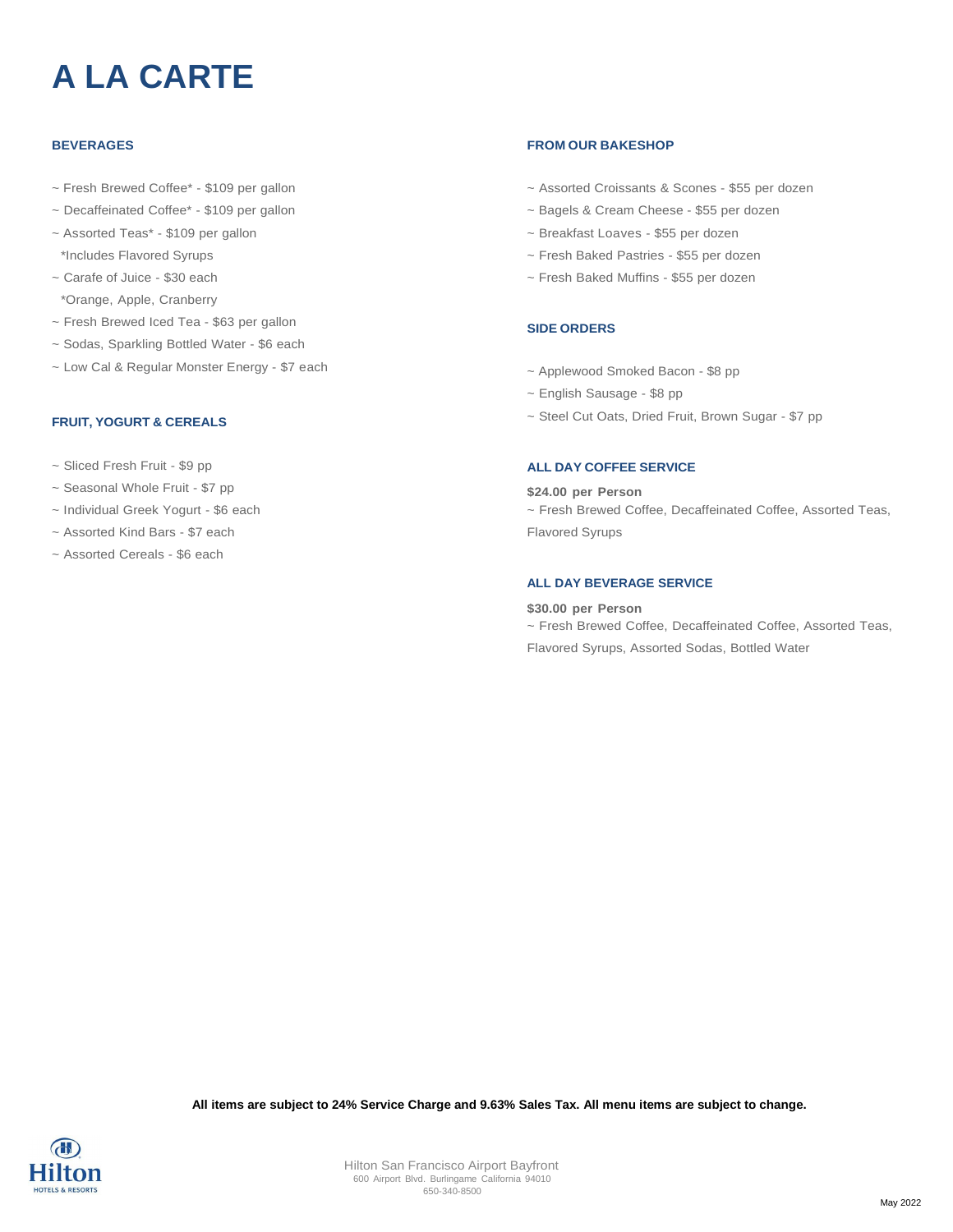# A LA CARTE

### BEVERAGES

~ Fresh Brewed Coffee* - $109 per gallon

~ Decaffeinated Coffee* - $109 per gallon

~ Assorted Teas* - $109 per gallon

*Includes Flavored Syrups

~ Carafe of Juice - $30 each

*Orange, Apple, Cranberry

~ Fresh Brewed Iced Tea - $63 per gallon

~ Sodas, Sparkling Bottled Water - $6 each

~ Low Cal & Regular Monster Energy - $7 each

### FRUIT, YOGURT & CEREALS

~ Sliced Fresh Fruit - $9 pp

~ Seasonal Whole Fruit - $7 pp

~ Individual Greek Yogurt - $6 each

~ Assorted Kind Bars - $7 each

~ Assorted Cereals - $6 each

### FROM OUR BAKESHOP

~ Assorted Croissants & Scones - $55 per dozen

~ Bagels & Cream Cheese - $55 per dozen

~ Breakfast Loaves - $55 per dozen

~ Fresh Baked Pastries - $55 per dozen

~ Fresh Baked Muffins - $55 per dozen

### SIDE ORDERS

~ Applewood Smoked Bacon - $8 pp

~ English Sausage - $8 pp

~ Steel Cut Oats, Dried Fruit, Brown Sugar - $7 pp

### ALL DAY COFFEE SERVICE

**$24.00 per Person**

~ Fresh Brewed Coffee, Decaffeinated Coffee, Assorted Teas, Flavored Syrups

### ALL DAY BEVERAGE SERVICE

**$30.00 per Person**

~ Fresh Brewed Coffee, Decaffeinated Coffee, Assorted Teas, Flavored Syrups, Assorted Sodas, Bottled Water

**All items are subject to 24% Service Charge and 9.63% Sales Tax. All menu items are subject to change.**

Hilton San Francisco Airport Bayfront
600 Airport Blvd. Burlingame California 94010
650-340-8500

May 2022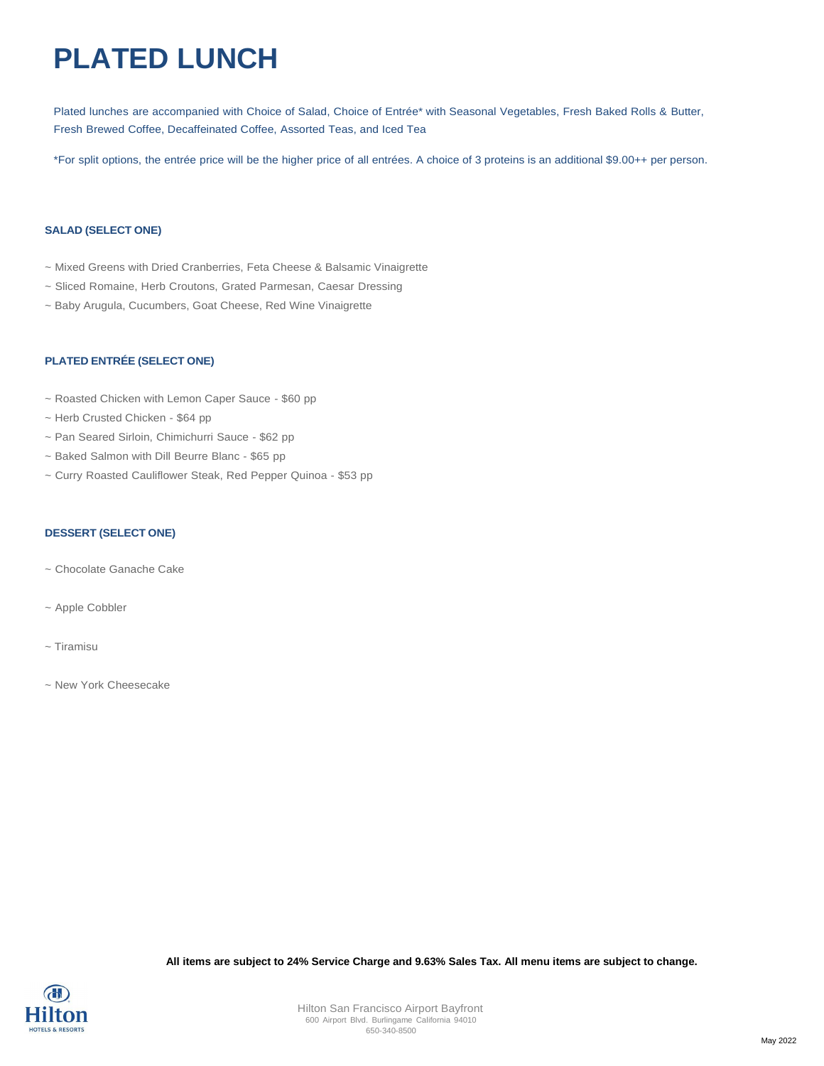# PLATED LUNCH

Plated lunches are accompanied with Choice of Salad, Choice of Entrée* with Seasonal Vegetables, Fresh Baked Rolls & Butter, Fresh Brewed Coffee, Decaffeinated Coffee, Assorted Teas, and Iced Tea

*For split options, the entrée price will be the higher price of all entrées. A choice of 3 proteins is an additional $9.00++ per person.

### SALAD (SELECT ONE)

~ Mixed Greens with Dried Cranberries, Feta Cheese & Balsamic Vinaigrette

~ Sliced Romaine, Herb Croutons, Grated Parmesan, Caesar Dressing

~ Baby Arugula, Cucumbers, Goat Cheese, Red Wine Vinaigrette

### PLATED ENTRÉE (SELECT ONE)

~ Roasted Chicken with Lemon Caper Sauce - $60 pp

~ Herb Crusted Chicken - $64 pp

~ Pan Seared Sirloin, Chimichurri Sauce - $62 pp

~ Baked Salmon with Dill Beurre Blanc - $65 pp

~ Curry Roasted Cauliflower Steak, Red Pepper Quinoa - $53 pp

### DESSERT (SELECT ONE)

~ Chocolate Ganache Cake

~ Apple Cobbler

~ Tiramisu

~ New York Cheesecake

**All items are subject to 24% Service Charge and 9.63% Sales Tax. All menu items are subject to change.**

Hilton San Francisco Airport Bayfront
600 Airport Blvd. Burlingame California 94010
650-340-8500

May 2022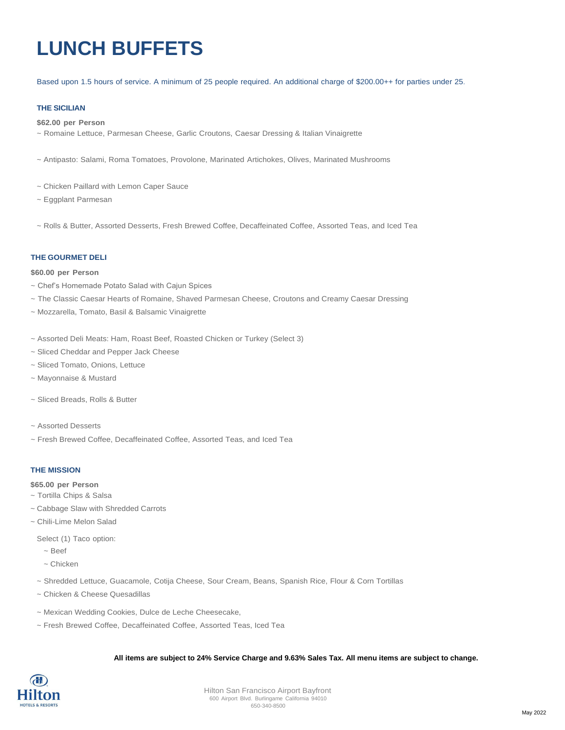# LUNCH BUFFETS

Based upon 1.5 hours of service. A minimum of 25 people required. An additional charge of $200.00++ for parties under 25.

### THE SICILIAN

**$62.00 per Person**

~ Romaine Lettuce, Parmesan Cheese, Garlic Croutons, Caesar Dressing & Italian Vinaigrette

~ Antipasto: Salami, Roma Tomatoes, Provolone, Marinated Artichokes, Olives, Marinated Mushrooms

~ Chicken Paillard with Lemon Caper Sauce

~ Eggplant Parmesan

~ Rolls & Butter, Assorted Desserts, Fresh Brewed Coffee, Decaffeinated Coffee, Assorted Teas, and Iced Tea

### THE GOURMET DELI

**$60.00 per Person**

~ Chef's Homemade Potato Salad with Cajun Spices

~ The Classic Caesar Hearts of Romaine, Shaved Parmesan Cheese, Croutons and Creamy Caesar Dressing

~ Mozzarella, Tomato, Basil & Balsamic Vinaigrette

~ Assorted Deli Meats: Ham, Roast Beef, Roasted Chicken or Turkey (Select 3)

~ Sliced Cheddar and Pepper Jack Cheese

~ Sliced Tomato, Onions, Lettuce

~ Mayonnaise & Mustard

~ Sliced Breads, Rolls & Butter

~ Assorted Desserts

~ Fresh Brewed Coffee, Decaffeinated Coffee, Assorted Teas, and Iced Tea

### THE MISSION

**$65.00 per Person**

~ Tortilla Chips & Salsa

~ Cabbage Slaw with Shredded Carrots

~ Chili-Lime Melon Salad

Select (1) Taco option:

~ Beef

~ Chicken

~ Shredded Lettuce, Guacamole, Cotija Cheese, Sour Cream, Beans, Spanish Rice, Flour & Corn Tortillas

~ Chicken & Cheese Quesadillas

~ Mexican Wedding Cookies, Dulce de Leche Cheesecake,

~ Fresh Brewed Coffee, Decaffeinated Coffee, Assorted Teas, Iced Tea

**All items are subject to 24% Service Charge and 9.63% Sales Tax. All menu items are subject to change.**

Hilton San Francisco Airport Bayfront
600 Airport Blvd. Burlingame California 94010
650-340-8500

May 2022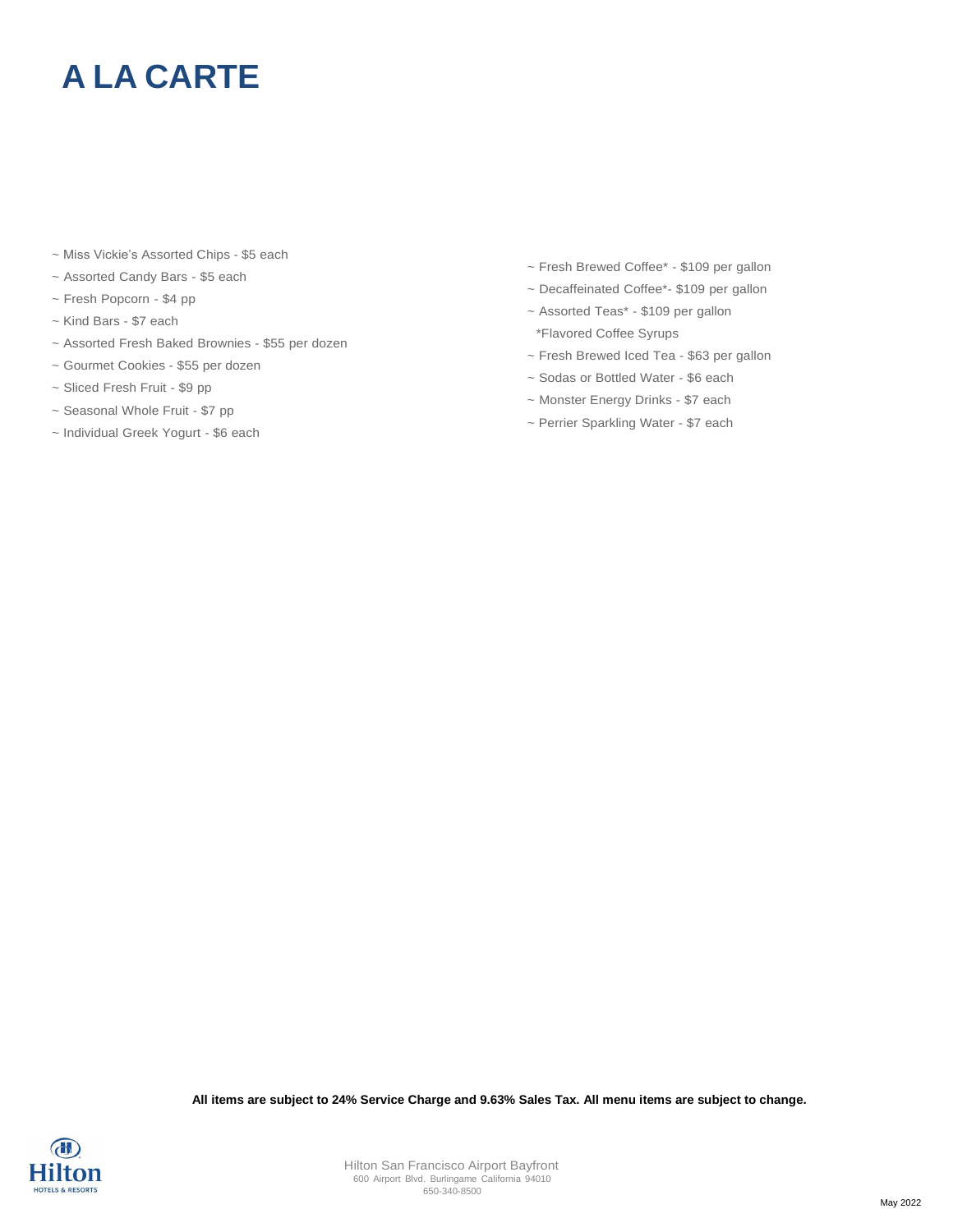# A LA CARTE

~ Miss Vickie's Assorted Chips - $5 each

~ Assorted Candy Bars - $5 each

~ Fresh Popcorn - $4 pp

~ Kind Bars - $7 each

~ Assorted Fresh Baked Brownies - $55 per dozen

~ Gourmet Cookies - $55 per dozen

~ Sliced Fresh Fruit - $9 pp

~ Seasonal Whole Fruit - $7 pp

~ Individual Greek Yogurt - $6 each

~ Fresh Brewed Coffee* - $109 per gallon

~ Decaffeinated Coffee*- $109 per gallon

~ Assorted Teas* - $109 per gallon

*Flavored Coffee Syrups

~ Fresh Brewed Iced Tea - $63 per gallon

~ Sodas or Bottled Water - $6 each

~ Monster Energy Drinks - $7 each

~ Perrier Sparkling Water - $7 each

**All items are subject to 24% Service Charge and 9.63% Sales Tax. All menu items are subject to change.**

Hilton San Francisco Airport Bayfront
600 Airport Blvd. Burlingame California 94010
650-340-8500

May 2022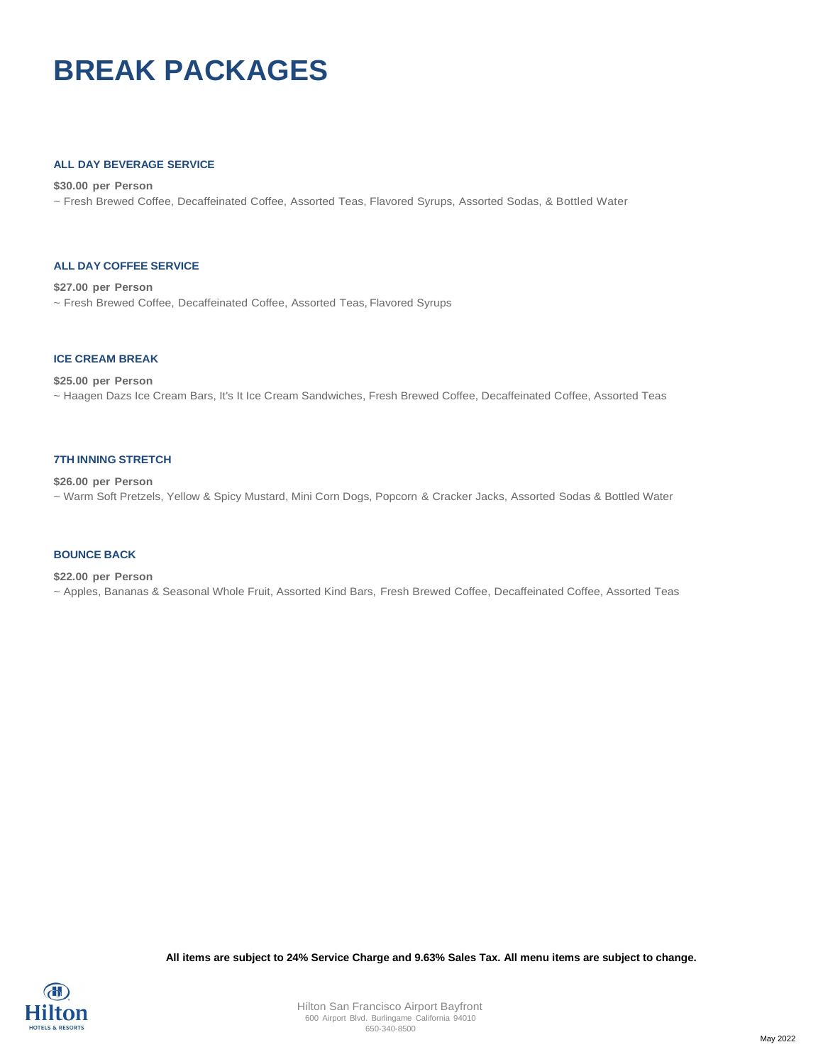# BREAK PACKAGES

### ALL DAY BEVERAGE SERVICE

**$30.00 per Person**

~ Fresh Brewed Coffee, Decaffeinated Coffee, Assorted Teas, Flavored Syrups, Assorted Sodas, & Bottled Water

### ALL DAY COFFEE SERVICE

**$27.00 per Person**

~ Fresh Brewed Coffee, Decaffeinated Coffee, Assorted Teas, Flavored Syrups

### ICE CREAM BREAK

**$25.00 per Person**

~ Haagen Dazs Ice Cream Bars, It's It Ice Cream Sandwiches, Fresh Brewed Coffee, Decaffeinated Coffee, Assorted Teas

### 7TH INNING STRETCH

**$26.00 per Person**

~ Warm Soft Pretzels, Yellow & Spicy Mustard, Mini Corn Dogs, Popcorn & Cracker Jacks, Assorted Sodas & Bottled Water

### BOUNCE BACK

**$22.00 per Person**

~ Apples, Bananas & Seasonal Whole Fruit, Assorted Kind Bars, Fresh Brewed Coffee, Decaffeinated Coffee, Assorted Teas

**All items are subject to 24% Service Charge and 9.63% Sales Tax. All menu items are subject to change.**

Hilton San Francisco Airport Bayfront
600 Airport Blvd. Burlingame California 94010
650-340-8500

May 2022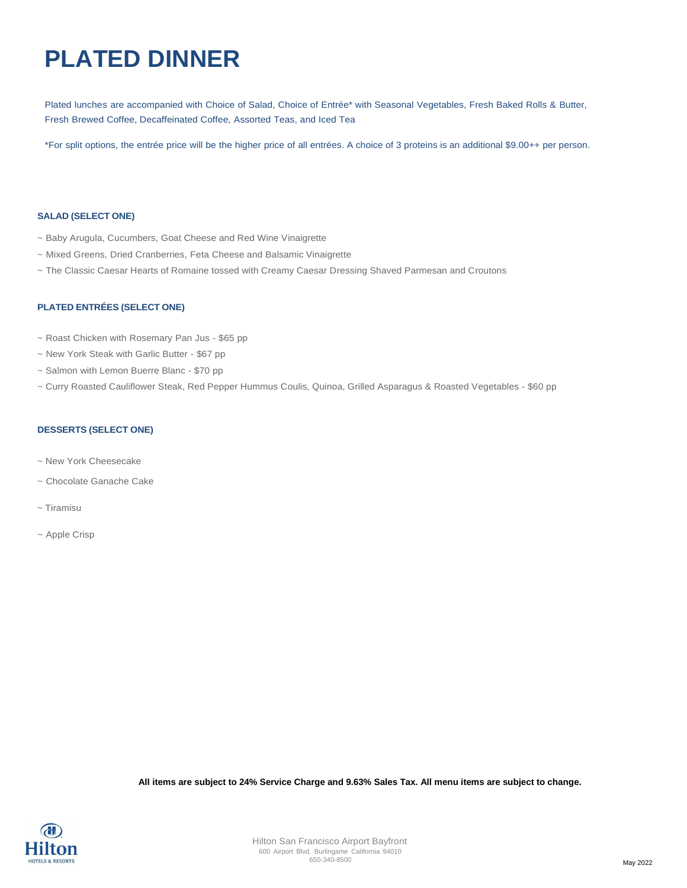# PLATED DINNER

Plated lunches are accompanied with Choice of Salad, Choice of Entrée* with Seasonal Vegetables, Fresh Baked Rolls & Butter, Fresh Brewed Coffee, Decaffeinated Coffee, Assorted Teas, and Iced Tea

*For split options, the entrée price will be the higher price of all entrées. A choice of 3 proteins is an additional $9.00++ per person.

### SALAD (SELECT ONE)

~ Baby Arugula, Cucumbers, Goat Cheese and Red Wine Vinaigrette

~ Mixed Greens, Dried Cranberries, Feta Cheese and Balsamic Vinaigrette

~ The Classic Caesar Hearts of Romaine tossed with Creamy Caesar Dressing Shaved Parmesan and Croutons

### PLATED ENTRÉES (SELECT ONE)

~ Roast Chicken with Rosemary Pan Jus - $65 pp

~ New York Steak with Garlic Butter - $67 pp

~ Salmon with Lemon Buerre Blanc - $70 pp

~ Curry Roasted Cauliflower Steak, Red Pepper Hummus Coulis, Quinoa, Grilled Asparagus & Roasted Vegetables - $60 pp

### DESSERTS (SELECT ONE)

~ New York Cheesecake

~ Chocolate Ganache Cake

~ Tiramisu

~ Apple Crisp

**All items are subject to 24% Service Charge and 9.63% Sales Tax. All menu items are subject to change.**

Hilton San Francisco Airport Bayfront
600 Airport Blvd. Burlingame California 94010
650-340-8500

May 2022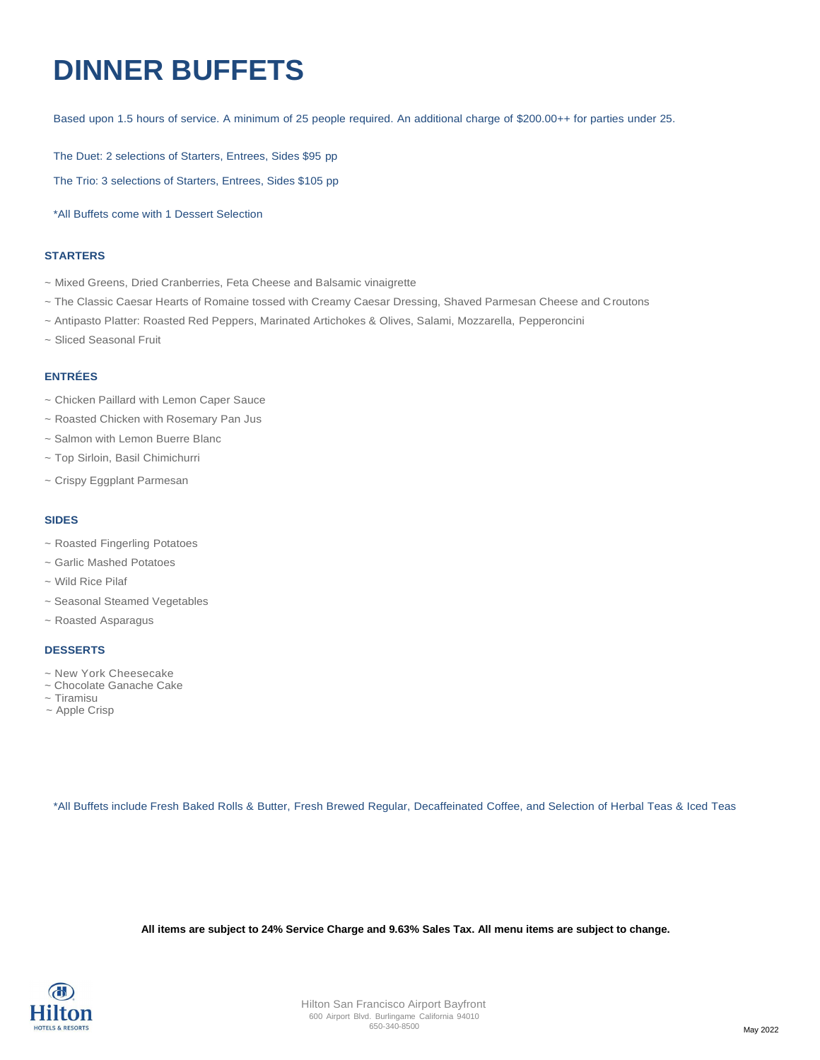# DINNER BUFFETS

Based upon 1.5 hours of service. A minimum of 25 people required. An additional charge of $200.00++ for parties under 25.

The Duet: 2 selections of Starters, Entrees, Sides $95 pp

The Trio: 3 selections of Starters, Entrees, Sides $105 pp

*All Buffets come with 1 Dessert Selection

### STARTERS

~ Mixed Greens, Dried Cranberries, Feta Cheese and Balsamic vinaigrette

~ The Classic Caesar Hearts of Romaine tossed with Creamy Caesar Dressing, Shaved Parmesan Cheese and Croutons

~ Antipasto Platter: Roasted Red Peppers, Marinated Artichokes & Olives, Salami, Mozzarella, Pepperoncini

~ Sliced Seasonal Fruit

### ENTRÉES

~ Chicken Paillard with Lemon Caper Sauce

~ Roasted Chicken with Rosemary Pan Jus

~ Salmon with Lemon Buerre Blanc

~ Top Sirloin, Basil Chimichurri

~ Crispy Eggplant Parmesan

### SIDES

~ Roasted Fingerling Potatoes

~ Garlic Mashed Potatoes

~ Wild Rice Pilaf

~ Seasonal Steamed Vegetables

~ Roasted Asparagus

### DESSERTS

~ New York Cheesecake
~ Chocolate Ganache Cake
~ Tiramisu
~ Apple Crisp

*All Buffets include Fresh Baked Rolls & Butter, Fresh Brewed Regular, Decaffeinated Coffee, and Selection of Herbal Teas & Iced Teas

**All items are subject to 24% Service Charge and 9.63% Sales Tax. All menu items are subject to change.**

Hilton San Francisco Airport Bayfront
600 Airport Blvd. Burlingame California 94010
650-340-8500

May 2022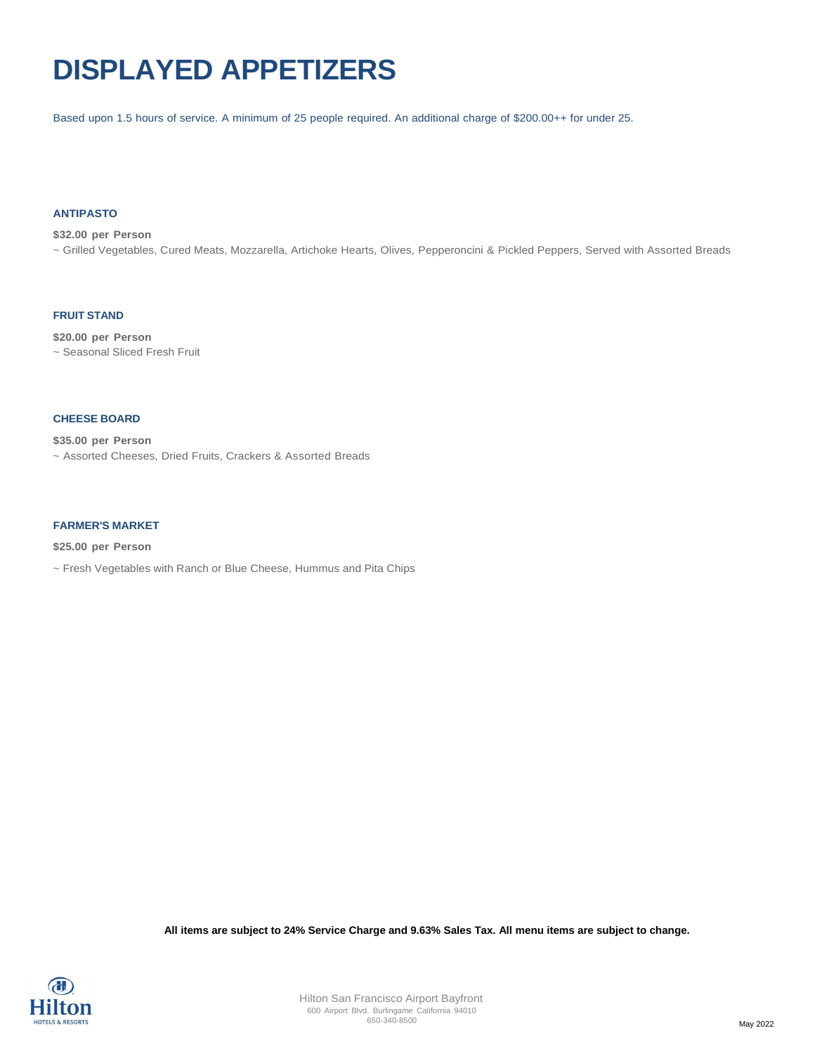# DISPLAYED APPETIZERS

Based upon 1.5 hours of service. A minimum of 25 people required. An additional charge of $200.00++ for under 25.

### ANTIPASTO

**$32.00 per Person**

~ Grilled Vegetables, Cured Meats, Mozzarella, Artichoke Hearts, Olives, Pepperoncini & Pickled Peppers, Served with Assorted Breads

### FRUIT STAND

**$20.00 per Person**

~ Seasonal Sliced Fresh Fruit

### CHEESE BOARD

**$35.00 per Person**

~ Assorted Cheeses, Dried Fruits, Crackers & Assorted Breads

### FARMER'S MARKET

**$25.00 per Person**

~ Fresh Vegetables with Ranch or Blue Cheese, Hummus and Pita Chips

**All items are subject to 24% Service Charge and 9.63% Sales Tax. All menu items are subject to change.**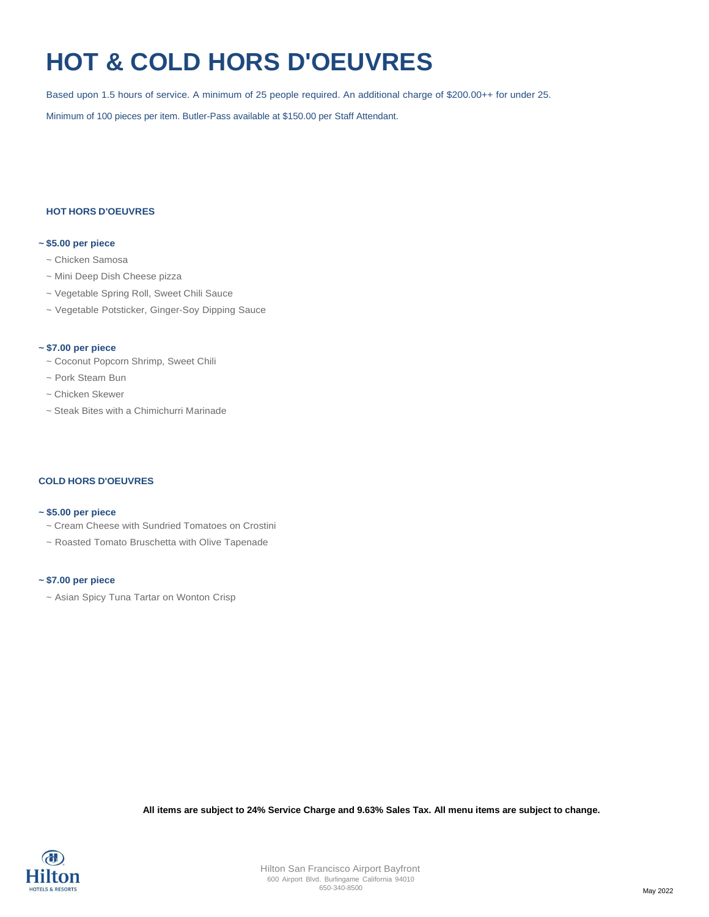# HOT & COLD HORS D'OEUVRES

Based upon 1.5 hours of service. A minimum of 25 people required. An additional charge of $200.00++ for under 25.

Minimum of 100 pieces per item. Butler-Pass available at $150.00 per Staff Attendant.

## HOT HORS D'OEUVRES

**~ $5.00 per piece**

~ Chicken Samosa

~ Mini Deep Dish Cheese pizza

~ Vegetable Spring Roll, Sweet Chili Sauce

~ Vegetable Potsticker, Ginger-Soy Dipping Sauce

**~ $7.00 per piece**

~ Coconut Popcorn Shrimp, Sweet Chili

~ Pork Steam Bun

~ Chicken Skewer

~ Steak Bites with a Chimichurri Marinade

## COLD HORS D'OEUVRES

**~ $5.00 per piece**

~ Cream Cheese with Sundried Tomatoes on Crostini

~ Roasted Tomato Bruschetta with Olive Tapenade

**~ $7.00 per piece**

~ Asian Spicy Tuna Tartar on Wonton Crisp

**All items are subject to 24% Service Charge and 9.63% Sales Tax. All menu items are subject to change.**

Hilton San Francisco Airport Bayfront
600 Airport Blvd. Burlingame California 94010
650-340-8500

May 2022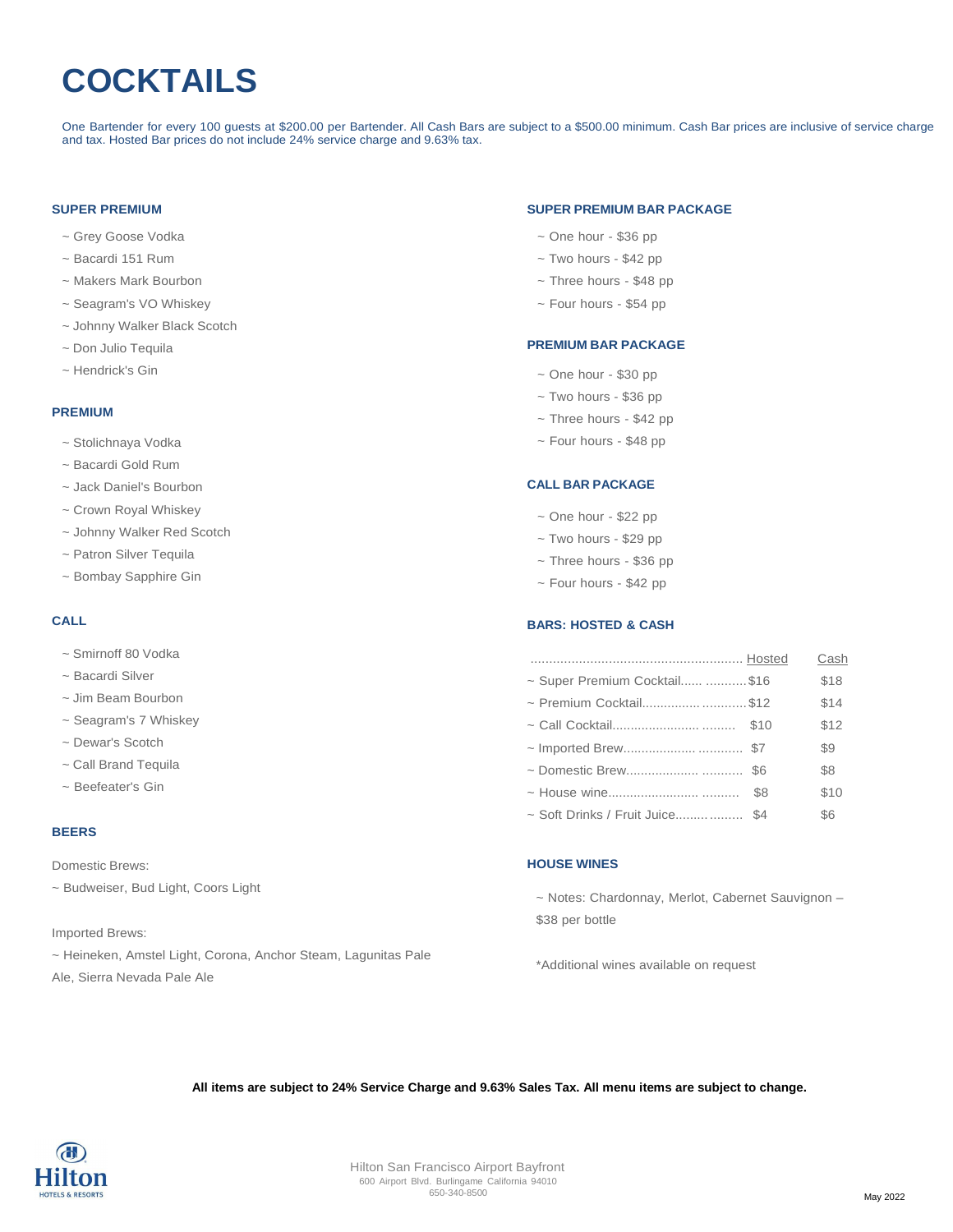# COCKTAILS

One Bartender for every 100 guests at $200.00 per Bartender. All Cash Bars are subject to a $500.00 minimum. Cash Bar prices are inclusive of service charge and tax. Hosted Bar prices do not include 24% service charge and 9.63% tax.

### SUPER PREMIUM

~ Grey Goose Vodka
~ Bacardi 151 Rum
~ Makers Mark Bourbon
~ Seagram's VO Whiskey
~ Johnny Walker Black Scotch
~ Don Julio Tequila
~ Hendrick's Gin

### PREMIUM

~ Stolichnaya Vodka
~ Bacardi Gold Rum
~ Jack Daniel's Bourbon
~ Crown Royal Whiskey
~ Johnny Walker Red Scotch
~ Patron Silver Tequila
~ Bombay Sapphire Gin

### CALL

~ Smirnoff 80 Vodka
~ Bacardi Silver
~ Jim Beam Bourbon
~ Seagram's 7 Whiskey
~ Dewar's Scotch
~ Call Brand Tequila
~ Beefeater's Gin

### BEERS

Domestic Brews:
~ Budweiser, Bud Light, Coors Light

Imported Brews:
~ Heineken, Amstel Light, Corona, Anchor Steam, Lagunitas Pale Ale, Sierra Nevada Pale Ale

### SUPER PREMIUM BAR PACKAGE

~ One hour - $36 pp
~ Two hours - $42 pp
~ Three hours - $48 pp
~ Four hours - $54 pp

### PREMIUM BAR PACKAGE

~ One hour - $30 pp
~ Two hours - $36 pp
~ Three hours - $42 pp
~ Four hours - $48 pp

### CALL BAR PACKAGE

~ One hour - $22 pp
~ Two hours - $29 pp
~ Three hours - $36 pp
~ Four hours - $42 pp

### BARS: HOSTED & CASH

| | Hosted | Cash |
|---|---|---|
| ~ Super Premium Cocktail | $16 | $18 |
| ~ Premium Cocktail | $12 | $14 |
| ~ Call Cocktail | $10 | $12 |
| ~ Imported Brew | $7 | $9 |
| ~ Domestic Brew | $6 | $8 |
| ~ House wine | $8 | $10 |
| ~ Soft Drinks / Fruit Juice | $4 | $6 |

### HOUSE WINES

~ Notes: Chardonnay, Merlot, Cabernet Sauvignon – $38 per bottle

*Additional wines available on request

**All items are subject to 24% Service Charge and 9.63% Sales Tax. All menu items are subject to change.**

Hilton San Francisco Airport Bayfront
600 Airport Blvd. Burlingame California 94010
650-340-8500

May 2022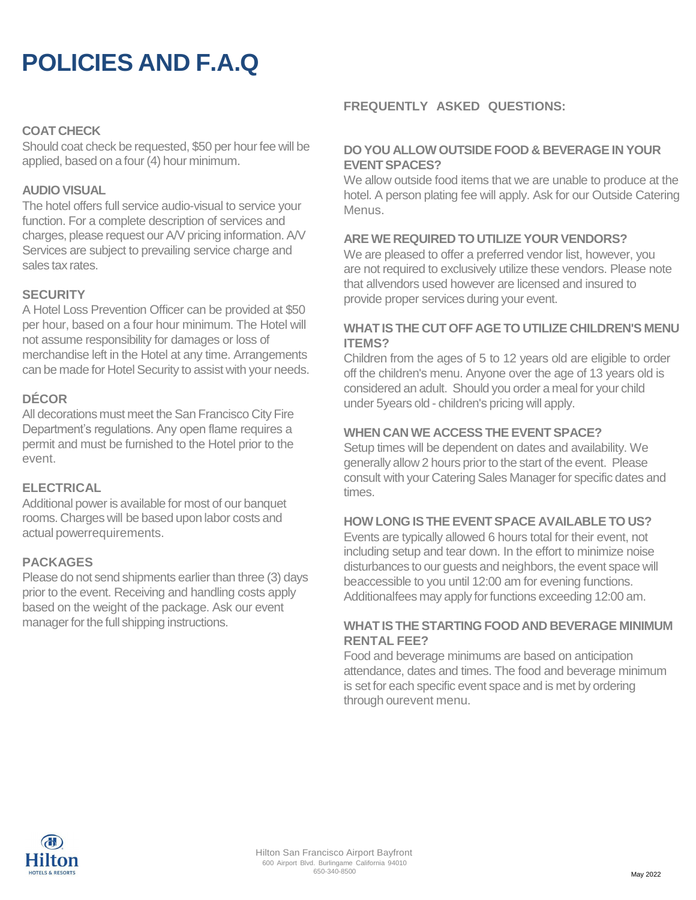# POLICIES AND F.A.Q

### COAT CHECK

Should coat check be requested, $50 per hour fee will be applied, based on a four (4) hour minimum.

### AUDIO VISUAL

The hotel offers full service audio-visual to service your function. For a complete description of services and charges, please request our A/V pricing information. A/V Services are subject to prevailing service charge and sales tax rates.

### SECURITY

A Hotel Loss Prevention Officer can be provided at $50 per hour, based on a four hour minimum. The Hotel will not assume responsibility for damages or loss of merchandise left in the Hotel at any time. Arrangements can be made for Hotel Security to assist with your needs.

### DÉCOR

All decorations must meet the San Francisco City Fire Department's regulations. Any open flame requires a permit and must be furnished to the Hotel prior to the event.

### ELECTRICAL

Additional power is available for most of our banquet rooms. Charges will be based upon labor costs and actual powerrequirements.

### PACKAGES

Please do not send shipments earlier than three (3) days prior to the event. Receiving and handling costs apply based on the weight of the package. Ask our event manager for the full shipping instructions.

## FREQUENTLY ASKED QUESTIONS:

### DO YOU ALLOW OUTSIDE FOOD & BEVERAGE IN YOUR EVENT SPACES?

We allow outside food items that we are unable to produce at the hotel. A person plating fee will apply. Ask for our Outside Catering Menus.

### ARE WE REQUIRED TO UTILIZE YOUR VENDORS?

We are pleased to offer a preferred vendor list, however, you are not required to exclusively utilize these vendors. Please note that allvendors used however are licensed and insured to provide proper services during your event.

### WHAT IS THE CUT OFF AGE TO UTILIZE CHILDREN'S MENU ITEMS?

Children from the ages of 5 to 12 years old are eligible to order off the children's menu. Anyone over the age of 13 years old is considered an adult. Should you order a meal for your child under 5years old - children's pricing will apply.

### WHEN CAN WE ACCESS THE EVENT SPACE?

Setup times will be dependent on dates and availability. We generally allow 2 hours prior to the start of the event. Please consult with your Catering Sales Manager for specific dates and times.

### HOW LONG IS THE EVENT SPACE AVAILABLE TO US?

Events are typically allowed 6 hours total for their event, not including setup and tear down. In the effort to minimize noise disturbances to our guests and neighbors, the event space will beaccessible to you until 12:00 am for evening functions. Additionalfees may apply for functions exceeding 12:00 am.

### WHAT IS THE STARTING FOOD AND BEVERAGE MINIMUM RENTAL FEE?

Food and beverage minimums are based on anticipation attendance, dates and times. The food and beverage minimum is set for each specific event space and is met by ordering through ourevent menu.